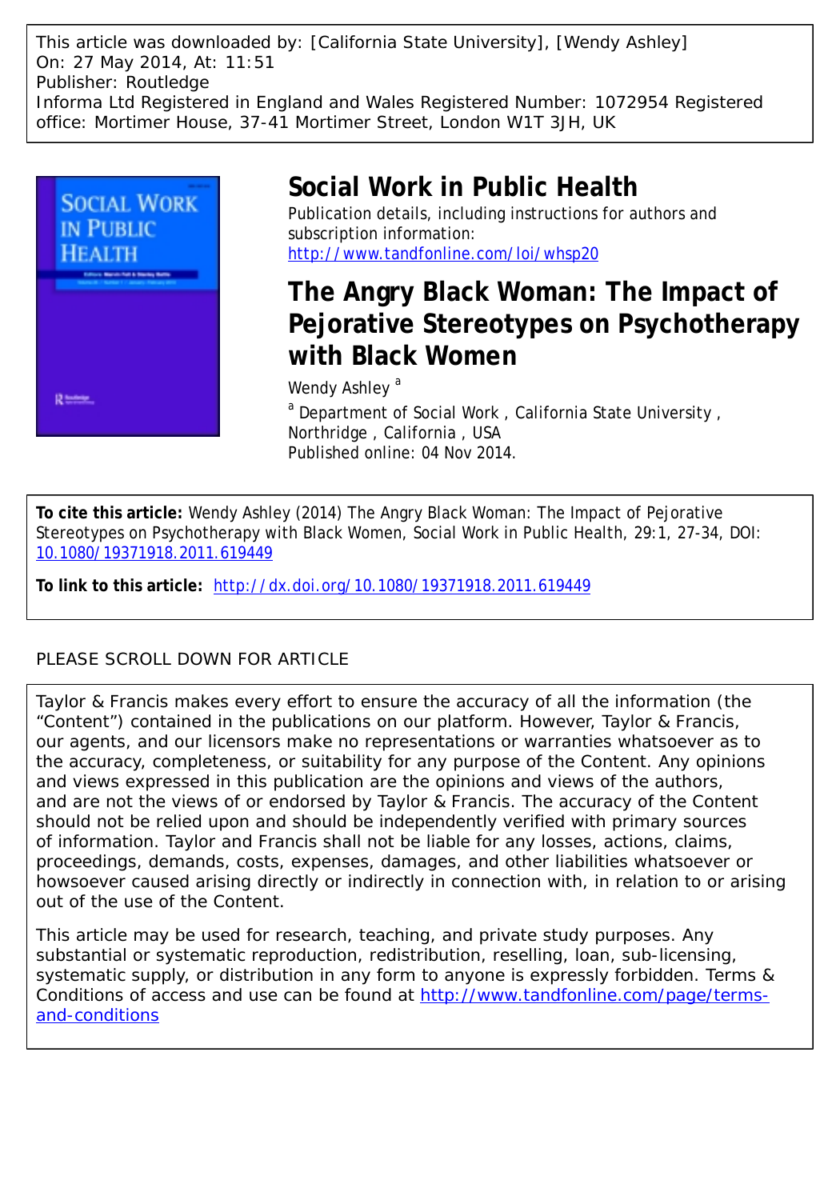This article was downloaded by: [California State University], [Wendy Ashley]
On: 27 May 2014, At: 11:51
Publisher: Routledge
Informa Ltd Registered in England and Wales Registered Number: 1072954 Registered office: Mortimer House, 37-41 Mortimer Street, London W1T 3JH, UK

# Social Work in Public Health

Publication details, including instructions for authors and subscription information:
http://www.tandfonline.com/loi/whsp20

## The Angry Black Woman: The Impact of Pejorative Stereotypes on Psychotherapy with Black Women

Wendy Ashley [a]

[a] Department of Social Work , California State University , Northridge , California , USA

Published online: 04 Nov 2014.

**To cite this article:** Wendy Ashley (2014) The Angry Black Woman: The Impact of Pejorative Stereotypes on Psychotherapy with Black Women, Social Work in Public Health, 29:1, 27-34, DOI: 10.1080/19371918.2011.619449

**To link to this article:** http://dx.doi.org/10.1080/19371918.2011.619449

PLEASE SCROLL DOWN FOR ARTICLE

Taylor & Francis makes every effort to ensure the accuracy of all the information (the "Content") contained in the publications on our platform. However, Taylor & Francis, our agents, and our licensors make no representations or warranties whatsoever as to the accuracy, completeness, or suitability for any purpose of the Content. Any opinions and views expressed in this publication are the opinions and views of the authors, and are not the views of or endorsed by Taylor & Francis. The accuracy of the Content should not be relied upon and should be independently verified with primary sources of information. Taylor and Francis shall not be liable for any losses, actions, claims, proceedings, demands, costs, expenses, damages, and other liabilities whatsoever or howsoever caused arising directly or indirectly in connection with, in relation to or arising out of the use of the Content.

This article may be used for research, teaching, and private study purposes. Any substantial or systematic reproduction, redistribution, reselling, loan, sub-licensing, systematic supply, or distribution in any form to anyone is expressly forbidden. Terms & Conditions of access and use can be found at http://www.tandfonline.com/page/terms-and-conditions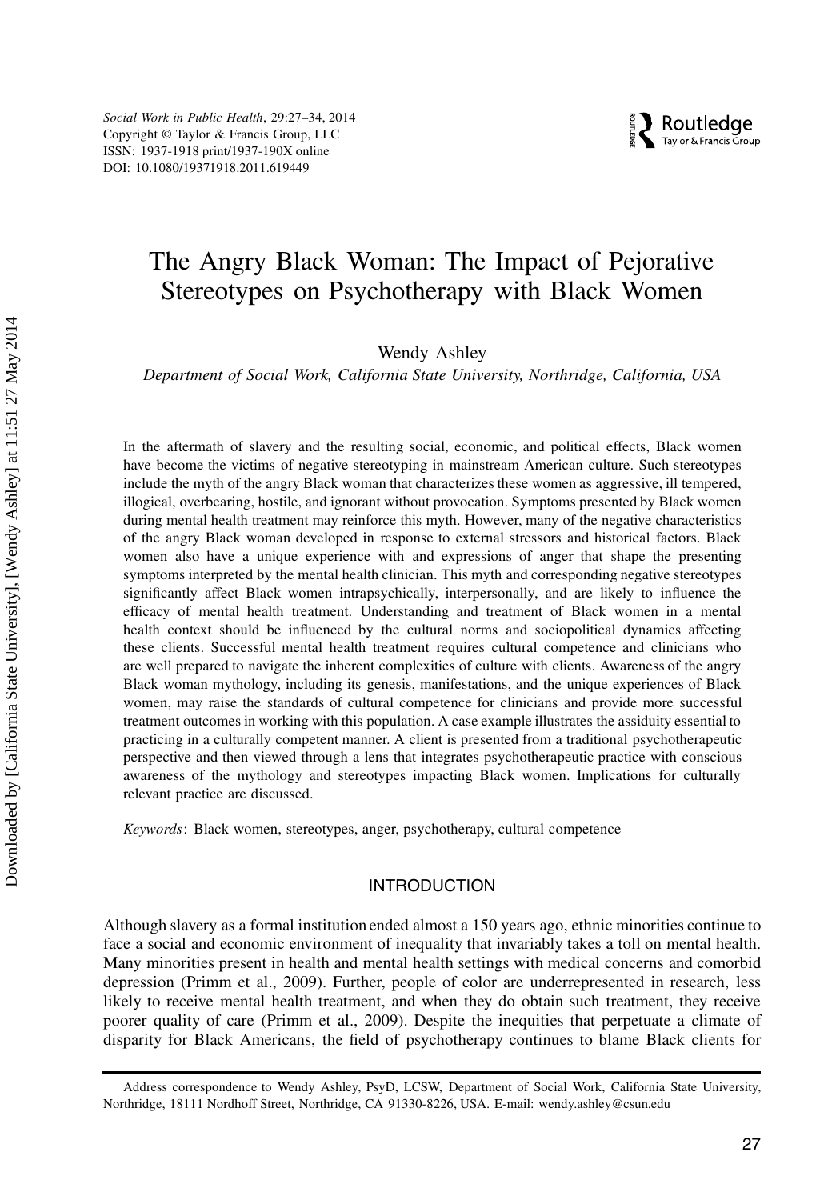# The Angry Black Woman: The Impact of Pejorative Stereotypes on Psychotherapy with Black Women

Wendy Ashley

*Department of Social Work, California State University, Northridge, California, USA*

In the aftermath of slavery and the resulting social, economic, and political effects, Black women have become the victims of negative stereotyping in mainstream American culture. Such stereotypes include the myth of the angry Black woman that characterizes these women as aggressive, ill tempered, illogical, overbearing, hostile, and ignorant without provocation. Symptoms presented by Black women during mental health treatment may reinforce this myth. However, many of the negative characteristics of the angry Black woman developed in response to external stressors and historical factors. Black women also have a unique experience with and expressions of anger that shape the presenting symptoms interpreted by the mental health clinician. This myth and corresponding negative stereotypes significantly affect Black women intrapsychically, interpersonally, and are likely to influence the efficacy of mental health treatment. Understanding and treatment of Black women in a mental health context should be influenced by the cultural norms and sociopolitical dynamics affecting these clients. Successful mental health treatment requires cultural competence and clinicians who are well prepared to navigate the inherent complexities of culture with clients. Awareness of the angry Black woman mythology, including its genesis, manifestations, and the unique experiences of Black women, may raise the standards of cultural competence for clinicians and provide more successful treatment outcomes in working with this population. A case example illustrates the assiduity essential to practicing in a culturally competent manner. A client is presented from a traditional psychotherapeutic perspective and then viewed through a lens that integrates psychotherapeutic practice with conscious awareness of the mythology and stereotypes impacting Black women. Implications for culturally relevant practice are discussed.

*Keywords*: Black women, stereotypes, anger, psychotherapy, cultural competence

## INTRODUCTION

Although slavery as a formal institution ended almost a 150 years ago, ethnic minorities continue to face a social and economic environment of inequality that invariably takes a toll on mental health. Many minorities present in health and mental health settings with medical concerns and comorbid depression (Primm et al., 2009). Further, people of color are underrepresented in research, less likely to receive mental health treatment, and when they do obtain such treatment, they receive poorer quality of care (Primm et al., 2009). Despite the inequities that perpetuate a climate of disparity for Black Americans, the field of psychotherapy continues to blame Black clients for

Address correspondence to Wendy Ashley, PsyD, LCSW, Department of Social Work, California State University, Northridge, 18111 Nordhoff Street, Northridge, CA 91330-8226, USA. E-mail: wendy.ashley@csun.edu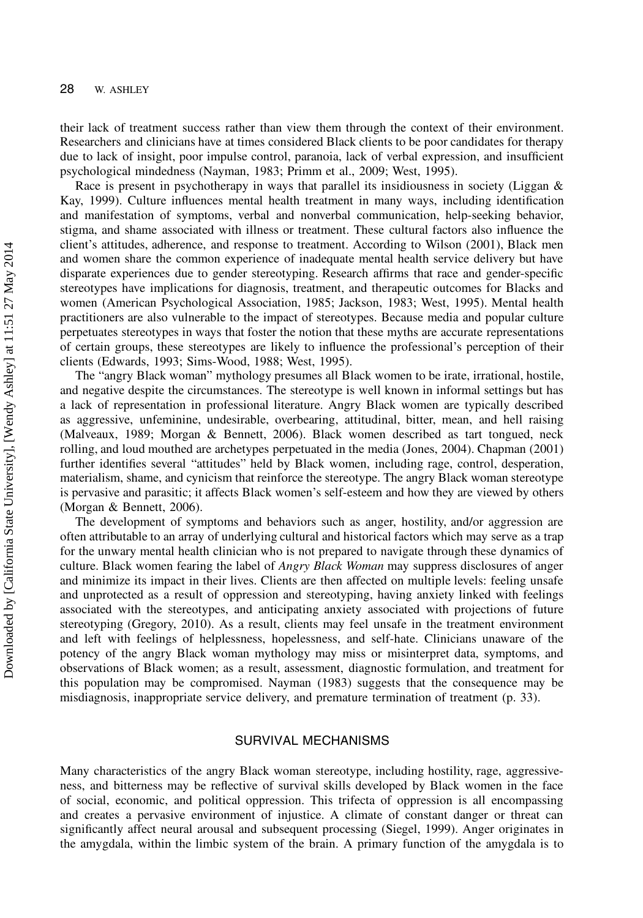their lack of treatment success rather than view them through the context of their environment. Researchers and clinicians have at times considered Black clients to be poor candidates for therapy due to lack of insight, poor impulse control, paranoia, lack of verbal expression, and insufficient psychological mindedness (Nayman, 1983; Primm et al., 2009; West, 1995).

Race is present in psychotherapy in ways that parallel its insidiousness in society (Liggan & Kay, 1999). Culture influences mental health treatment in many ways, including identification and manifestation of symptoms, verbal and nonverbal communication, help-seeking behavior, stigma, and shame associated with illness or treatment. These cultural factors also influence the client's attitudes, adherence, and response to treatment. According to Wilson (2001), Black men and women share the common experience of inadequate mental health service delivery but have disparate experiences due to gender stereotyping. Research affirms that race and gender-specific stereotypes have implications for diagnosis, treatment, and therapeutic outcomes for Blacks and women (American Psychological Association, 1985; Jackson, 1983; West, 1995). Mental health practitioners are also vulnerable to the impact of stereotypes. Because media and popular culture perpetuates stereotypes in ways that foster the notion that these myths are accurate representations of certain groups, these stereotypes are likely to influence the professional's perception of their clients (Edwards, 1993; Sims-Wood, 1988; West, 1995).

The "angry Black woman" mythology presumes all Black women to be irate, irrational, hostile, and negative despite the circumstances. The stereotype is well known in informal settings but has a lack of representation in professional literature. Angry Black women are typically described as aggressive, unfeminine, undesirable, overbearing, attitudinal, bitter, mean, and hell raising (Malveaux, 1989; Morgan & Bennett, 2006). Black women described as tart tongued, neck rolling, and loud mouthed are archetypes perpetuated in the media (Jones, 2004). Chapman (2001) further identifies several "attitudes" held by Black women, including rage, control, desperation, materialism, shame, and cynicism that reinforce the stereotype. The angry Black woman stereotype is pervasive and parasitic; it affects Black women's self-esteem and how they are viewed by others (Morgan & Bennett, 2006).

The development of symptoms and behaviors such as anger, hostility, and/or aggression are often attributable to an array of underlying cultural and historical factors which may serve as a trap for the unwary mental health clinician who is not prepared to navigate through these dynamics of culture. Black women fearing the label of *Angry Black Woman* may suppress disclosures of anger and minimize its impact in their lives. Clients are then affected on multiple levels: feeling unsafe and unprotected as a result of oppression and stereotyping, having anxiety linked with feelings associated with the stereotypes, and anticipating anxiety associated with projections of future stereotyping (Gregory, 2010). As a result, clients may feel unsafe in the treatment environment and left with feelings of helplessness, hopelessness, and self-hate. Clinicians unaware of the potency of the angry Black woman mythology may miss or misinterpret data, symptoms, and observations of Black women; as a result, assessment, diagnostic formulation, and treatment for this population may be compromised. Nayman (1983) suggests that the consequence may be misdiagnosis, inappropriate service delivery, and premature termination of treatment (p. 33).

## SURVIVAL MECHANISMS

Many characteristics of the angry Black woman stereotype, including hostility, rage, aggressiveness, and bitterness may be reflective of survival skills developed by Black women in the face of social, economic, and political oppression. This trifecta of oppression is all encompassing and creates a pervasive environment of injustice. A climate of constant danger or threat can significantly affect neural arousal and subsequent processing (Siegel, 1999). Anger originates in the amygdala, within the limbic system of the brain. A primary function of the amygdala is to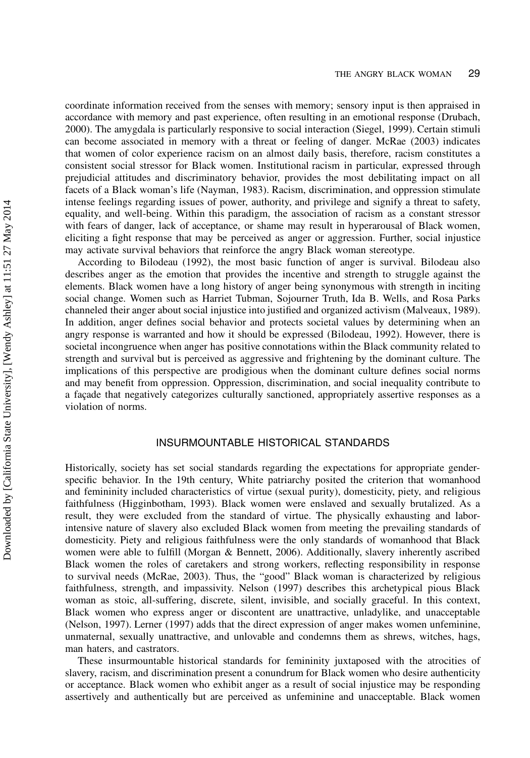coordinate information received from the senses with memory; sensory input is then appraised in accordance with memory and past experience, often resulting in an emotional response (Drubach, 2000). The amygdala is particularly responsive to social interaction (Siegel, 1999). Certain stimuli can become associated in memory with a threat or feeling of danger. McRae (2003) indicates that women of color experience racism on an almost daily basis, therefore, racism constitutes a consistent social stressor for Black women. Institutional racism in particular, expressed through prejudicial attitudes and discriminatory behavior, provides the most debilitating impact on all facets of a Black woman's life (Nayman, 1983). Racism, discrimination, and oppression stimulate intense feelings regarding issues of power, authority, and privilege and signify a threat to safety, equality, and well-being. Within this paradigm, the association of racism as a constant stressor with fears of danger, lack of acceptance, or shame may result in hyperarousal of Black women, eliciting a fight response that may be perceived as anger or aggression. Further, social injustice may activate survival behaviors that reinforce the angry Black woman stereotype.

According to Bilodeau (1992), the most basic function of anger is survival. Bilodeau also describes anger as the emotion that provides the incentive and strength to struggle against the elements. Black women have a long history of anger being synonymous with strength in inciting social change. Women such as Harriet Tubman, Sojourner Truth, Ida B. Wells, and Rosa Parks channeled their anger about social injustice into justified and organized activism (Malveaux, 1989). In addition, anger defines social behavior and protects societal values by determining when an angry response is warranted and how it should be expressed (Bilodeau, 1992). However, there is societal incongruence when anger has positive connotations within the Black community related to strength and survival but is perceived as aggressive and frightening by the dominant culture. The implications of this perspective are prodigious when the dominant culture defines social norms and may benefit from oppression. Oppression, discrimination, and social inequality contribute to a façade that negatively categorizes culturally sanctioned, appropriately assertive responses as a violation of norms.

## INSURMOUNTABLE HISTORICAL STANDARDS

Historically, society has set social standards regarding the expectations for appropriate gender-specific behavior. In the 19th century, White patriarchy posited the criterion that womanhood and femininity included characteristics of virtue (sexual purity), domesticity, piety, and religious faithfulness (Higginbotham, 1993). Black women were enslaved and sexually brutalized. As a result, they were excluded from the standard of virtue. The physically exhausting and labor-intensive nature of slavery also excluded Black women from meeting the prevailing standards of domesticity. Piety and religious faithfulness were the only standards of womanhood that Black women were able to fulfill (Morgan & Bennett, 2006). Additionally, slavery inherently ascribed Black women the roles of caretakers and strong workers, reflecting responsibility in response to survival needs (McRae, 2003). Thus, the "good" Black woman is characterized by religious faithfulness, strength, and impassivity. Nelson (1997) describes this archetypical pious Black woman as stoic, all-suffering, discrete, silent, invisible, and socially graceful. In this context, Black women who express anger or discontent are unattractive, unladylike, and unacceptable (Nelson, 1997). Lerner (1997) adds that the direct expression of anger makes women unfeminine, unmaternal, sexually unattractive, and unlovable and condemns them as shrews, witches, hags, man haters, and castrators.

These insurmountable historical standards for femininity juxtaposed with the atrocities of slavery, racism, and discrimination present a conundrum for Black women who desire authenticity or acceptance. Black women who exhibit anger as a result of social injustice may be responding assertively and authentically but are perceived as unfeminine and unacceptable. Black women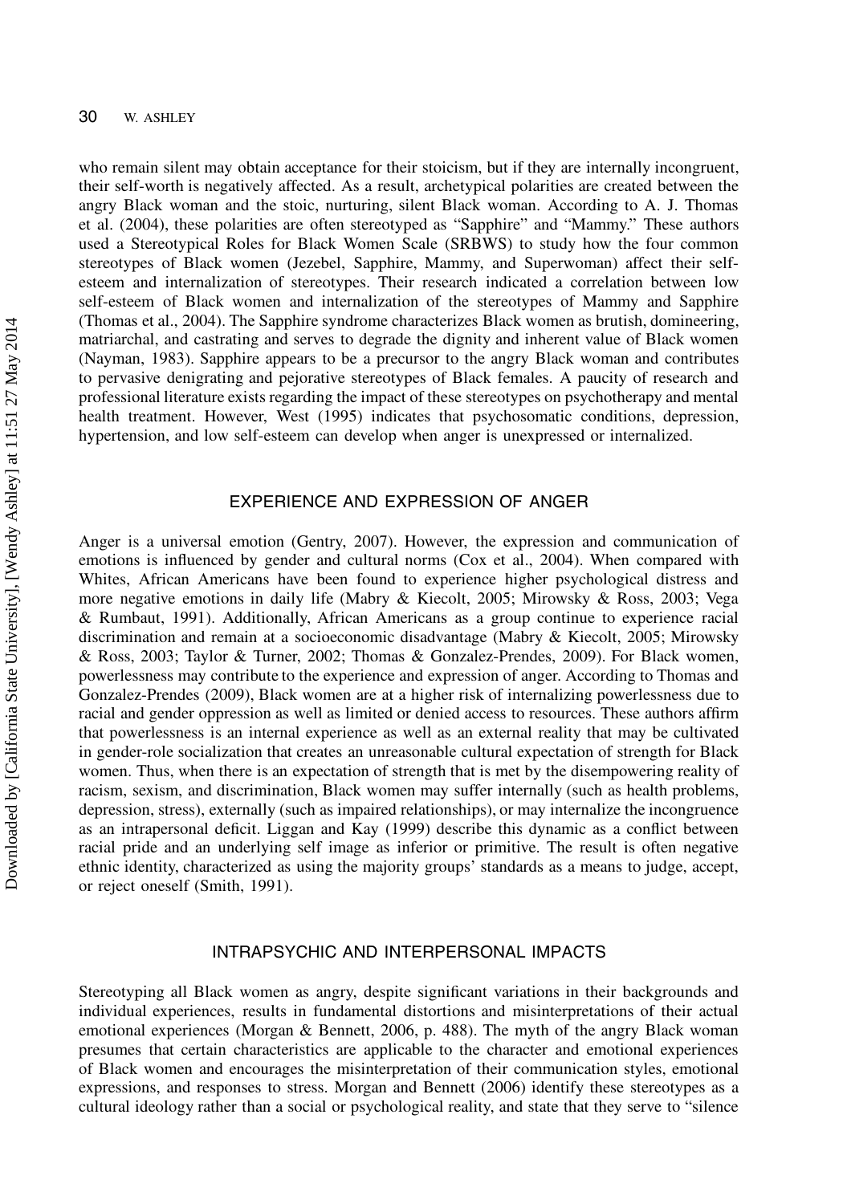who remain silent may obtain acceptance for their stoicism, but if they are internally incongruent, their self-worth is negatively affected. As a result, archetypical polarities are created between the angry Black woman and the stoic, nurturing, silent Black woman. According to A. J. Thomas et al. (2004), these polarities are often stereotyped as "Sapphire" and "Mammy." These authors used a Stereotypical Roles for Black Women Scale (SRBWS) to study how the four common stereotypes of Black women (Jezebel, Sapphire, Mammy, and Superwoman) affect their self-esteem and internalization of stereotypes. Their research indicated a correlation between low self-esteem of Black women and internalization of the stereotypes of Mammy and Sapphire (Thomas et al., 2004). The Sapphire syndrome characterizes Black women as brutish, domineering, matriarchal, and castrating and serves to degrade the dignity and inherent value of Black women (Nayman, 1983). Sapphire appears to be a precursor to the angry Black woman and contributes to pervasive denigrating and pejorative stereotypes of Black females. A paucity of research and professional literature exists regarding the impact of these stereotypes on psychotherapy and mental health treatment. However, West (1995) indicates that psychosomatic conditions, depression, hypertension, and low self-esteem can develop when anger is unexpressed or internalized.

## EXPERIENCE AND EXPRESSION OF ANGER

Anger is a universal emotion (Gentry, 2007). However, the expression and communication of emotions is influenced by gender and cultural norms (Cox et al., 2004). When compared with Whites, African Americans have been found to experience higher psychological distress and more negative emotions in daily life (Mabry & Kiecolt, 2005; Mirowsky & Ross, 2003; Vega & Rumbaut, 1991). Additionally, African Americans as a group continue to experience racial discrimination and remain at a socioeconomic disadvantage (Mabry & Kiecolt, 2005; Mirowsky & Ross, 2003; Taylor & Turner, 2002; Thomas & Gonzalez-Prendes, 2009). For Black women, powerlessness may contribute to the experience and expression of anger. According to Thomas and Gonzalez-Prendes (2009), Black women are at a higher risk of internalizing powerlessness due to racial and gender oppression as well as limited or denied access to resources. These authors affirm that powerlessness is an internal experience as well as an external reality that may be cultivated in gender-role socialization that creates an unreasonable cultural expectation of strength for Black women. Thus, when there is an expectation of strength that is met by the disempowering reality of racism, sexism, and discrimination, Black women may suffer internally (such as health problems, depression, stress), externally (such as impaired relationships), or may internalize the incongruence as an intrapersonal deficit. Liggan and Kay (1999) describe this dynamic as a conflict between racial pride and an underlying self image as inferior or primitive. The result is often negative ethnic identity, characterized as using the majority groups' standards as a means to judge, accept, or reject oneself (Smith, 1991).

## INTRAPSYCHIC AND INTERPERSONAL IMPACTS

Stereotyping all Black women as angry, despite significant variations in their backgrounds and individual experiences, results in fundamental distortions and misinterpretations of their actual emotional experiences (Morgan & Bennett, 2006, p. 488). The myth of the angry Black woman presumes that certain characteristics are applicable to the character and emotional experiences of Black women and encourages the misinterpretation of their communication styles, emotional expressions, and responses to stress. Morgan and Bennett (2006) identify these stereotypes as a cultural ideology rather than a social or psychological reality, and state that they serve to "silence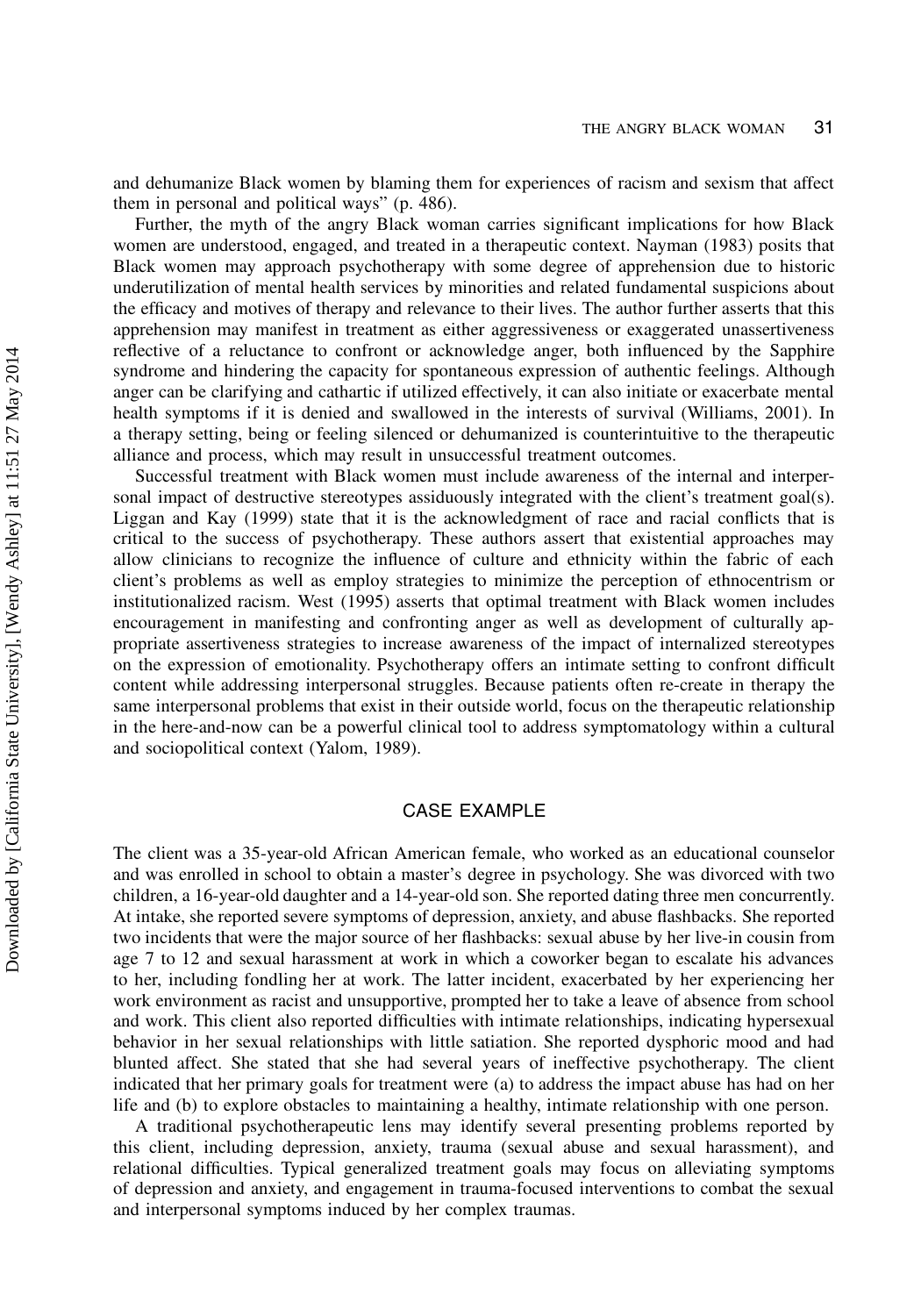and dehumanize Black women by blaming them for experiences of racism and sexism that affect them in personal and political ways" (p. 486).

Further, the myth of the angry Black woman carries significant implications for how Black women are understood, engaged, and treated in a therapeutic context. Nayman (1983) posits that Black women may approach psychotherapy with some degree of apprehension due to historic underutilization of mental health services by minorities and related fundamental suspicions about the efficacy and motives of therapy and relevance to their lives. The author further asserts that this apprehension may manifest in treatment as either aggressiveness or exaggerated unassertiveness reflective of a reluctance to confront or acknowledge anger, both influenced by the Sapphire syndrome and hindering the capacity for spontaneous expression of authentic feelings. Although anger can be clarifying and cathartic if utilized effectively, it can also initiate or exacerbate mental health symptoms if it is denied and swallowed in the interests of survival (Williams, 2001). In a therapy setting, being or feeling silenced or dehumanized is counterintuitive to the therapeutic alliance and process, which may result in unsuccessful treatment outcomes.

Successful treatment with Black women must include awareness of the internal and interpersonal impact of destructive stereotypes assiduously integrated with the client's treatment goal(s). Liggan and Kay (1999) state that it is the acknowledgment of race and racial conflicts that is critical to the success of psychotherapy. These authors assert that existential approaches may allow clinicians to recognize the influence of culture and ethnicity within the fabric of each client's problems as well as employ strategies to minimize the perception of ethnocentrism or institutionalized racism. West (1995) asserts that optimal treatment with Black women includes encouragement in manifesting and confronting anger as well as development of culturally appropriate assertiveness strategies to increase awareness of the impact of internalized stereotypes on the expression of emotionality. Psychotherapy offers an intimate setting to confront difficult content while addressing interpersonal struggles. Because patients often re-create in therapy the same interpersonal problems that exist in their outside world, focus on the therapeutic relationship in the here-and-now can be a powerful clinical tool to address symptomatology within a cultural and sociopolitical context (Yalom, 1989).

## CASE EXAMPLE

The client was a 35-year-old African American female, who worked as an educational counselor and was enrolled in school to obtain a master's degree in psychology. She was divorced with two children, a 16-year-old daughter and a 14-year-old son. She reported dating three men concurrently. At intake, she reported severe symptoms of depression, anxiety, and abuse flashbacks. She reported two incidents that were the major source of her flashbacks: sexual abuse by her live-in cousin from age 7 to 12 and sexual harassment at work in which a coworker began to escalate his advances to her, including fondling her at work. The latter incident, exacerbated by her experiencing her work environment as racist and unsupportive, prompted her to take a leave of absence from school and work. This client also reported difficulties with intimate relationships, indicating hypersexual behavior in her sexual relationships with little satiation. She reported dysphoric mood and had blunted affect. She stated that she had several years of ineffective psychotherapy. The client indicated that her primary goals for treatment were (a) to address the impact abuse has had on her life and (b) to explore obstacles to maintaining a healthy, intimate relationship with one person.

A traditional psychotherapeutic lens may identify several presenting problems reported by this client, including depression, anxiety, trauma (sexual abuse and sexual harassment), and relational difficulties. Typical generalized treatment goals may focus on alleviating symptoms of depression and anxiety, and engagement in trauma-focused interventions to combat the sexual and interpersonal symptoms induced by her complex traumas.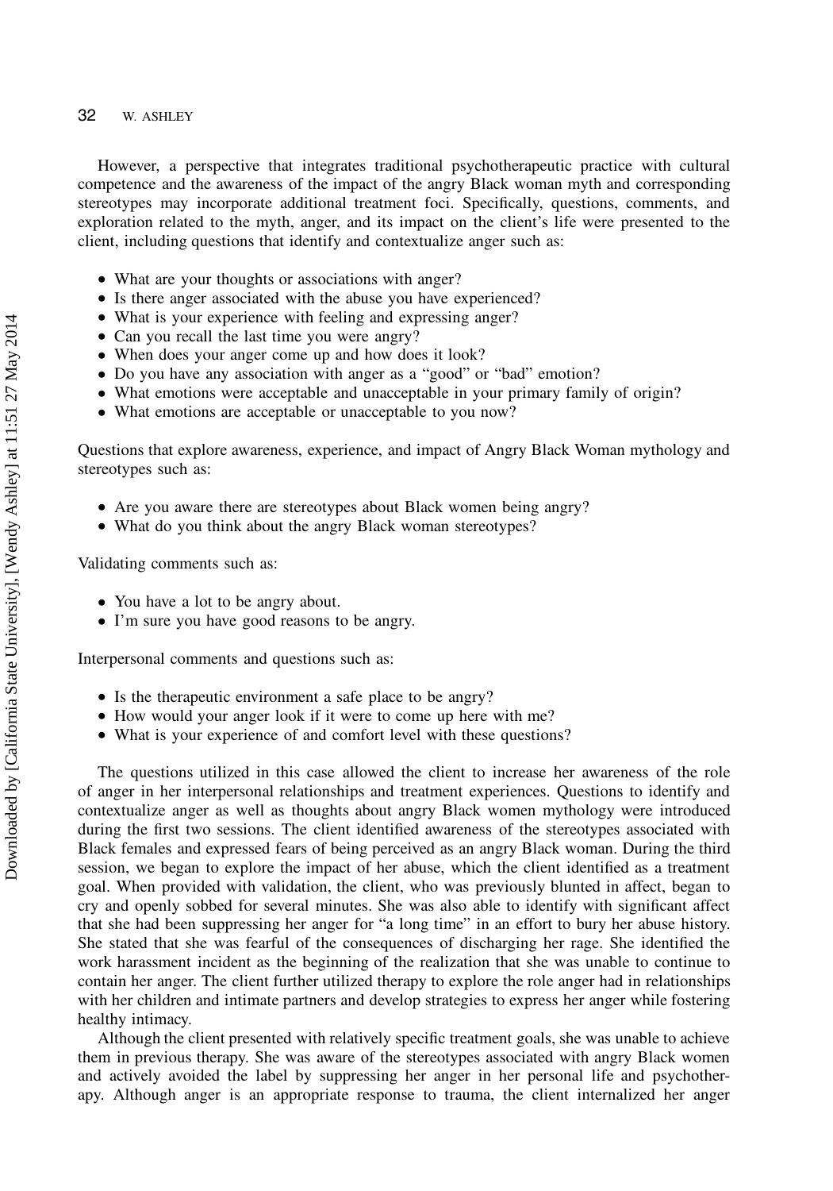However, a perspective that integrates traditional psychotherapeutic practice with cultural competence and the awareness of the impact of the angry Black woman myth and corresponding stereotypes may incorporate additional treatment foci. Specifically, questions, comments, and exploration related to the myth, anger, and its impact on the client's life were presented to the client, including questions that identify and contextualize anger such as:

- What are your thoughts or associations with anger?
- Is there anger associated with the abuse you have experienced?
- What is your experience with feeling and expressing anger?
- Can you recall the last time you were angry?
- When does your anger come up and how does it look?
- Do you have any association with anger as a "good" or "bad" emotion?
- What emotions were acceptable and unacceptable in your primary family of origin?
- What emotions are acceptable or unacceptable to you now?

Questions that explore awareness, experience, and impact of Angry Black Woman mythology and stereotypes such as:

- Are you aware there are stereotypes about Black women being angry?
- What do you think about the angry Black woman stereotypes?

Validating comments such as:

- You have a lot to be angry about.
- I'm sure you have good reasons to be angry.

Interpersonal comments and questions such as:

- Is the therapeutic environment a safe place to be angry?
- How would your anger look if it were to come up here with me?
- What is your experience of and comfort level with these questions?

The questions utilized in this case allowed the client to increase her awareness of the role of anger in her interpersonal relationships and treatment experiences. Questions to identify and contextualize anger as well as thoughts about angry Black women mythology were introduced during the first two sessions. The client identified awareness of the stereotypes associated with Black females and expressed fears of being perceived as an angry Black woman. During the third session, we began to explore the impact of her abuse, which the client identified as a treatment goal. When provided with validation, the client, who was previously blunted in affect, began to cry and openly sobbed for several minutes. She was also able to identify with significant affect that she had been suppressing her anger for "a long time" in an effort to bury her abuse history. She stated that she was fearful of the consequences of discharging her rage. She identified the work harassment incident as the beginning of the realization that she was unable to continue to contain her anger. The client further utilized therapy to explore the role anger had in relationships with her children and intimate partners and develop strategies to express her anger while fostering healthy intimacy.

Although the client presented with relatively specific treatment goals, she was unable to achieve them in previous therapy. She was aware of the stereotypes associated with angry Black women and actively avoided the label by suppressing her anger in her personal life and psychotherapy. Although anger is an appropriate response to trauma, the client internalized her anger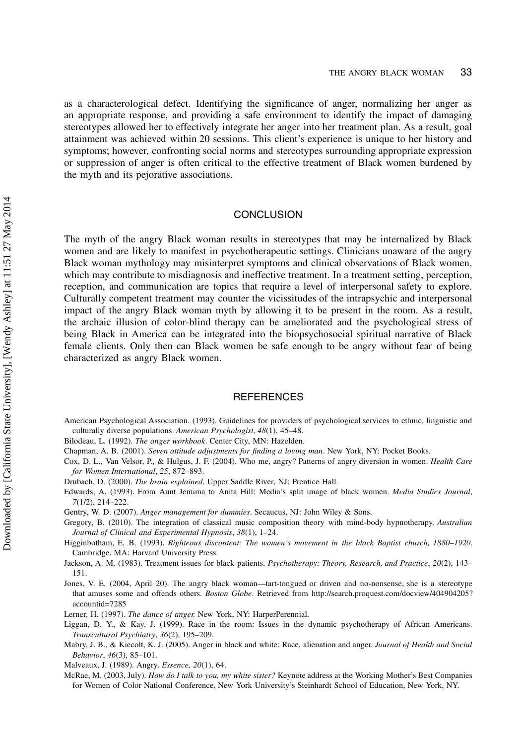as a characterological defect. Identifying the significance of anger, normalizing her anger as an appropriate response, and providing a safe environment to identify the impact of damaging stereotypes allowed her to effectively integrate her anger into her treatment plan. As a result, goal attainment was achieved within 20 sessions. This client's experience is unique to her history and symptoms; however, confronting social norms and stereotypes surrounding appropriate expression or suppression of anger is often critical to the effective treatment of Black women burdened by the myth and its pejorative associations.

## CONCLUSION

The myth of the angry Black woman results in stereotypes that may be internalized by Black women and are likely to manifest in psychotherapeutic settings. Clinicians unaware of the angry Black woman mythology may misinterpret symptoms and clinical observations of Black women, which may contribute to misdiagnosis and ineffective treatment. In a treatment setting, perception, reception, and communication are topics that require a level of interpersonal safety to explore. Culturally competent treatment may counter the vicissitudes of the intrapsychic and interpersonal impact of the angry Black woman myth by allowing it to be present in the room. As a result, the archaic illusion of color-blind therapy can be ameliorated and the psychological stress of being Black in America can be integrated into the biopsychosocial spiritual narrative of Black female clients. Only then can Black women be safe enough to be angry without fear of being characterized as angry Black women.

## REFERENCES

American Psychological Association. (1993). Guidelines for providers of psychological services to ethnic, linguistic and culturally diverse populations. *American Psychologist*, *48*(1), 45–48.

Bilodeau, L. (1992). *The anger workbook*. Center City, MN: Hazelden.

Chapman, A. B. (2001). *Seven attitude adjustments for finding a loving man*. New York, NY: Pocket Books.

Cox, D. L., Van Velsor, P., & Hulgus, J. F. (2004). Who me, angry? Patterns of angry diversion in women. *Health Care for Women International*, *25*, 872–893.

Drubach, D. (2000). *The brain explained*. Upper Saddle River, NJ: Prentice Hall.

Edwards, A. (1993). From Aunt Jemima to Anita Hill: Media's split image of black women. *Media Studies Journal*, *7*(1/2), 214–222.

Gentry, W. D. (2007). *Anger management for dummies*. Secaucus, NJ: John Wiley & Sons.

Gregory, B. (2010). The integration of classical music composition theory with mind-body hypnotherapy. *Australian Journal of Clinical and Experimental Hypnosis*, *38*(1), 1–24.

Higginbotham, E. B. (1993). *Righteous discontent: The women's movement in the black Baptist church, 1880–1920*. Cambridge, MA: Harvard University Press.

Jackson, A. M. (1983). Treatment issues for black patients. *Psychotherapy: Theory, Research, and Practice*, *20*(2), 143–151.

Jones, V. E. (2004, April 20). The angry black woman—tart-tongued or driven and no-nonsense, she is a stereotype that amuses some and offends others. *Boston Globe*. Retrieved from http://search.proquest.com/docview/404904205?accountid=7285

Lerner, H. (1997). *The dance of anger.* New York, NY: HarperPerennial.

Liggan, D. Y., & Kay, J. (1999). Race in the room: Issues in the dynamic psychotherapy of African Americans. *Transcultural Psychiatry*, *36*(2), 195–209.

Mabry, J. B., & Kiecolt, K. J. (2005). Anger in black and white: Race, alienation and anger. *Journal of Health and Social Behavior*, *46*(3), 85–101.

Malveaux, J. (1989). Angry. *Essence, 20*(1), 64.

McRae, M. (2003, July). *How do I talk to you, my white sister?* Keynote address at the Working Mother's Best Companies for Women of Color National Conference, New York University's Steinhardt School of Education, New York, NY.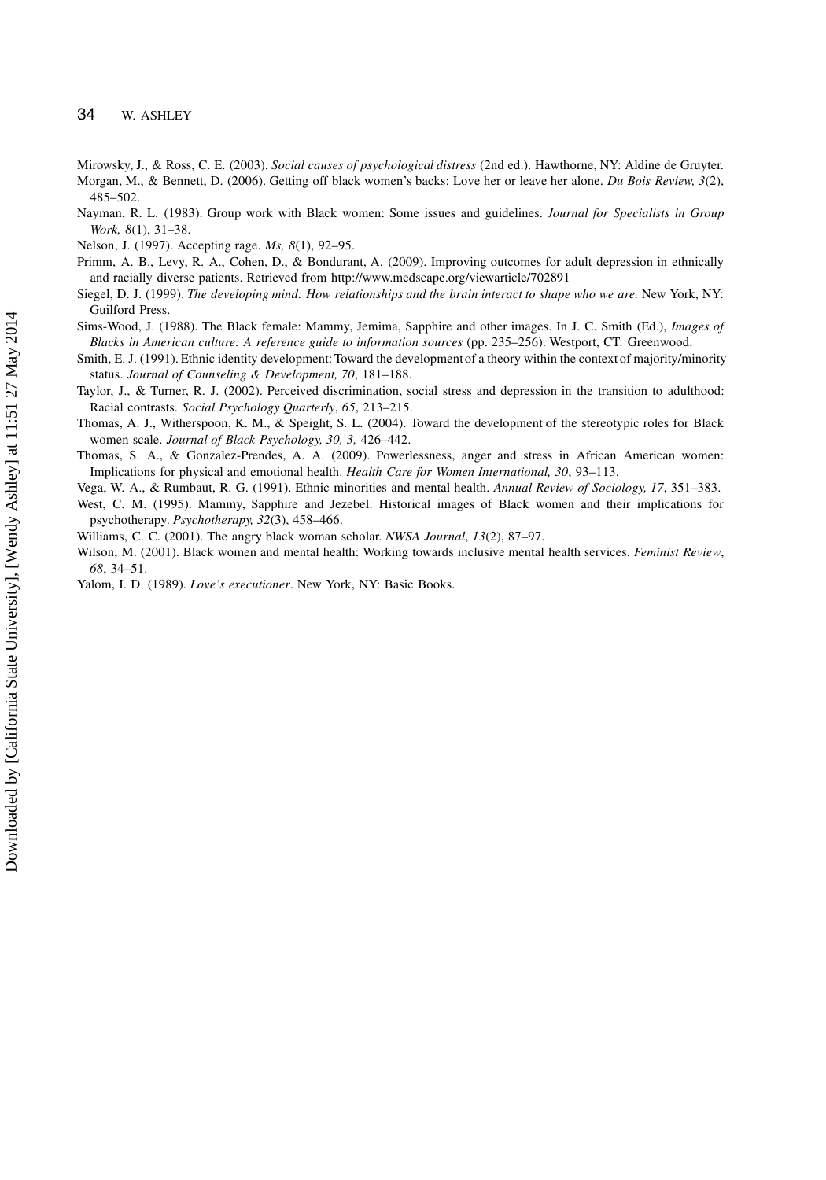Mirowsky, J., & Ross, C. E. (2003). *Social causes of psychological distress* (2nd ed.). Hawthorne, NY: Aldine de Gruyter.

Morgan, M., & Bennett, D. (2006). Getting off black women's backs: Love her or leave her alone. *Du Bois Review, 3*(2), 485–502.

Nayman, R. L. (1983). Group work with Black women: Some issues and guidelines. *Journal for Specialists in Group Work, 8*(1), 31–38.

Nelson, J. (1997). Accepting rage. *Ms, 8*(1), 92–95.

Primm, A. B., Levy, R. A., Cohen, D., & Bondurant, A. (2009). Improving outcomes for adult depression in ethnically and racially diverse patients. Retrieved from http://www.medscape.org/viewarticle/702891

Siegel, D. J. (1999). *The developing mind: How relationships and the brain interact to shape who we are*. New York, NY: Guilford Press.

Sims-Wood, J. (1988). The Black female: Mammy, Jemima, Sapphire and other images. In J. C. Smith (Ed.), *Images of Blacks in American culture: A reference guide to information sources* (pp. 235–256). Westport, CT: Greenwood.

Smith, E. J. (1991). Ethnic identity development: Toward the development of a theory within the context of majority/minority status. *Journal of Counseling & Development, 70*, 181–188.

Taylor, J., & Turner, R. J. (2002). Perceived discrimination, social stress and depression in the transition to adulthood: Racial contrasts. *Social Psychology Quarterly*, *65*, 213–215.

Thomas, A. J., Witherspoon, K. M., & Speight, S. L. (2004). Toward the development of the stereotypic roles for Black women scale. *Journal of Black Psychology, 30, 3,* 426–442.

Thomas, S. A., & Gonzalez-Prendes, A. A. (2009). Powerlessness, anger and stress in African American women: Implications for physical and emotional health. *Health Care for Women International, 30*, 93–113.

Vega, W. A., & Rumbaut, R. G. (1991). Ethnic minorities and mental health. *Annual Review of Sociology, 17*, 351–383.

West, C. M. (1995). Mammy, Sapphire and Jezebel: Historical images of Black women and their implications for psychotherapy. *Psychotherapy, 32*(3), 458–466.

Williams, C. C. (2001). The angry black woman scholar. *NWSA Journal*, *13*(2), 87–97.

Wilson, M. (2001). Black women and mental health: Working towards inclusive mental health services. *Feminist Review*, *68*, 34–51.

Yalom, I. D. (1989). *Love's executioner*. New York, NY: Basic Books.